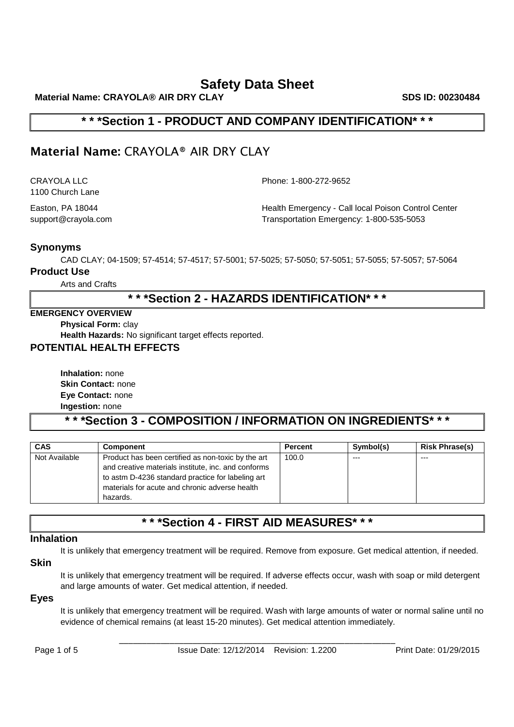# Safety Data Sheet

**Material Name: CRAYOLA® AIR DRY CLAY** **SDS ID: 00230484**

## * * *Section 1 - PRODUCT AND COMPANY IDENTIFICATION* * *

## Material Name: CRAYOLA® AIR DRY CLAY

CRAYOLA LLC
1100 Church Lane
Easton, PA 18044
support@crayola.com

Phone: 1-800-272-9652

Health Emergency - Call local Poison Control Center
Transportation Emergency: 1-800-535-5053

### Synonyms

CAD CLAY; 04-1509; 57-4514; 57-4517; 57-5001; 57-5025; 57-5050; 57-5051; 57-5055; 57-5057; 57-5064

### Product Use

Arts and Crafts

## * * *Section 2 - HAZARDS IDENTIFICATION* * *

**EMERGENCY OVERVIEW**

**Physical Form:** clay
**Health Hazards:** No significant target effects reported.

### POTENTIAL HEALTH EFFECTS

**Inhalation:** none
**Skin Contact:** none
**Eye Contact:** none
**Ingestion:** none

## * * *Section 3 - COMPOSITION / INFORMATION ON INGREDIENTS* * *

| CAS | Component | Percent | Symbol(s) | Risk Phrase(s) |
|---|---|---|---|---|
| Not Available | Product has been certified as non-toxic by the art and creative materials institute, inc. and conforms to astm D-4236 standard practice for labeling art materials for acute and chronic adverse health hazards. | 100.0 | --- | --- |

## * * *Section 4 - FIRST AID MEASURES* * *

### Inhalation

It is unlikely that emergency treatment will be required. Remove from exposure. Get medical attention, if needed.

### Skin

It is unlikely that emergency treatment will be required. If adverse effects occur, wash with soap or mild detergent and large amounts of water. Get medical attention, if needed.

### Eyes

It is unlikely that emergency treatment will be required. Wash with large amounts of water or normal saline until no evidence of chemical remains (at least 15-20 minutes). Get medical attention immediately.

Issue Date: 12/12/2014 Revision: 1.2200 Print Date: 01/29/2015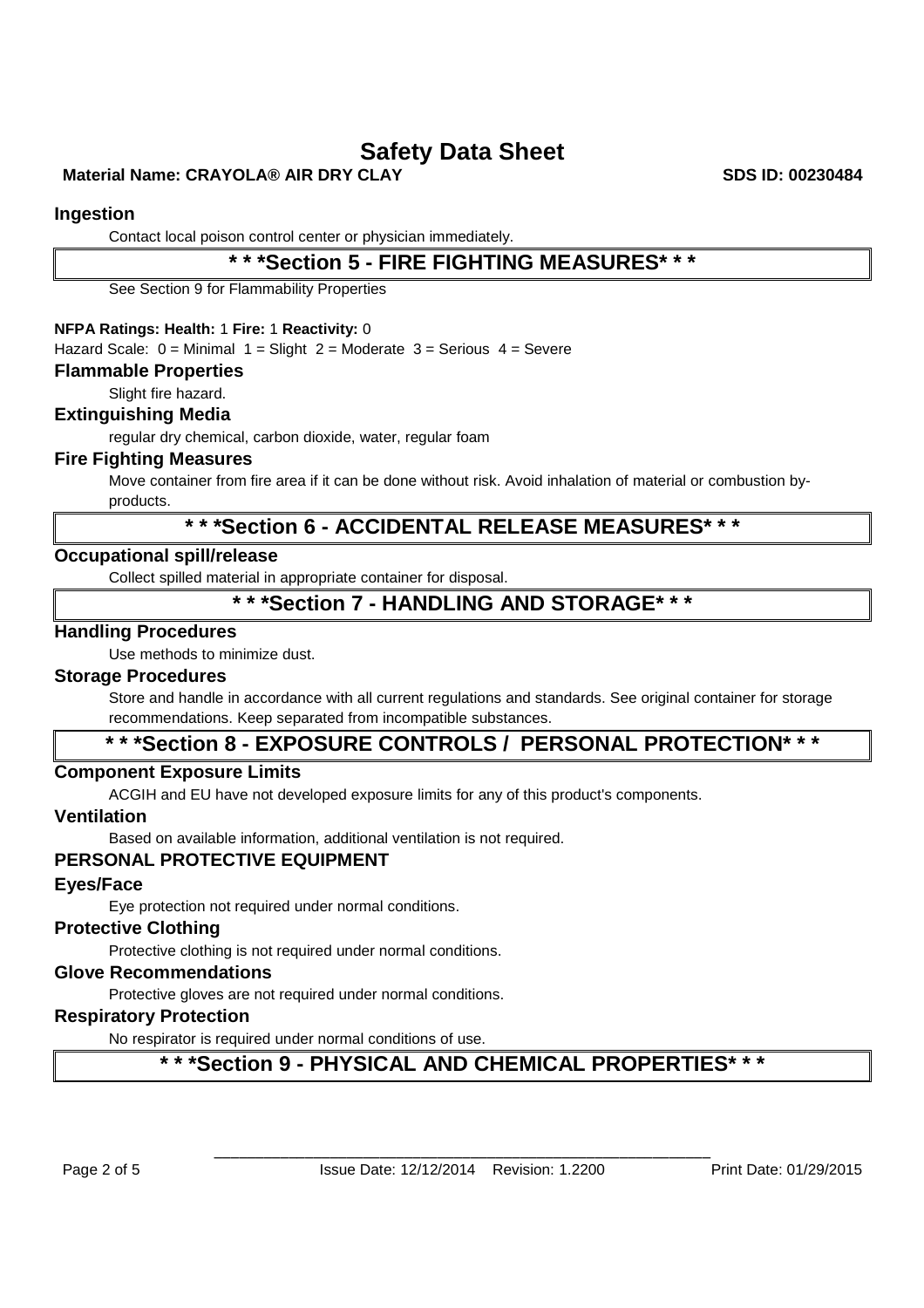### Ingestion

Contact local poison control center or physician immediately.

## * * *Section 5 - FIRE FIGHTING MEASURES* * *

See Section 9 for Flammability Properties

**NFPA Ratings: Health:** 1 **Fire:** 1 **Reactivity:** 0

Hazard Scale: 0 = Minimal 1 = Slight 2 = Moderate 3 = Serious 4 = Severe

### Flammable Properties

Slight fire hazard.

### Extinguishing Media

regular dry chemical, carbon dioxide, water, regular foam

### Fire Fighting Measures

Move container from fire area if it can be done without risk. Avoid inhalation of material or combustion by-products.

## * * *Section 6 - ACCIDENTAL RELEASE MEASURES* * *

### Occupational spill/release

Collect spilled material in appropriate container for disposal.

## * * *Section 7 - HANDLING AND STORAGE* * *

### Handling Procedures

Use methods to minimize dust.

### Storage Procedures

Store and handle in accordance with all current regulations and standards. See original container for storage recommendations. Keep separated from incompatible substances.

## * * *Section 8 - EXPOSURE CONTROLS / PERSONAL PROTECTION* * *

### Component Exposure Limits

ACGIH and EU have not developed exposure limits for any of this product's components.

### Ventilation

Based on available information, additional ventilation is not required.

### PERSONAL PROTECTIVE EQUIPMENT

### Eyes/Face

Eye protection not required under normal conditions.

### Protective Clothing

Protective clothing is not required under normal conditions.

### Glove Recommendations

Protective gloves are not required under normal conditions.

### Respiratory Protection

No respirator is required under normal conditions of use.

## * * *Section 9 - PHYSICAL AND CHEMICAL PROPERTIES* * *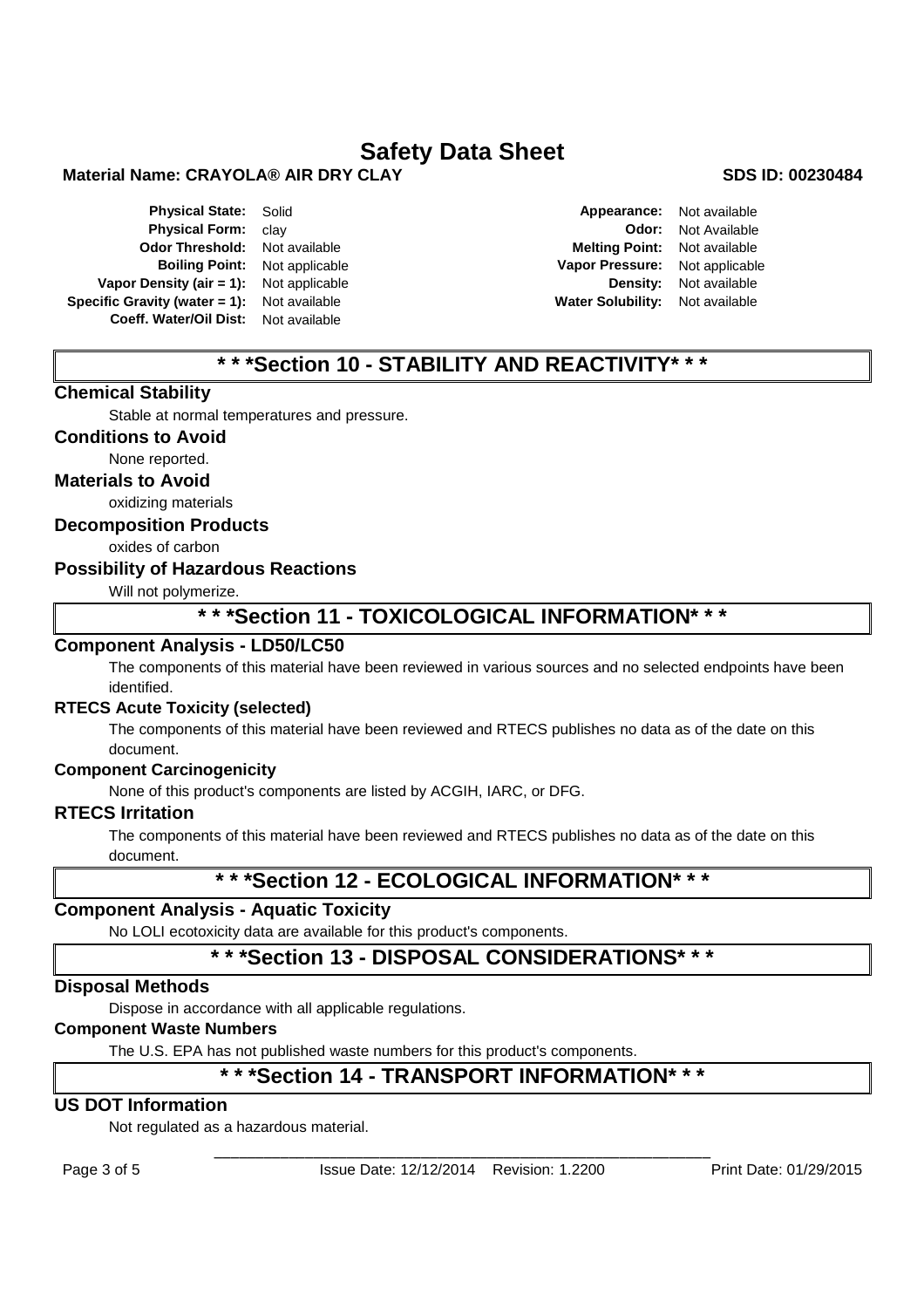The physical properties at the top are a continuation from the previous page. I've kept them as a two-column label/value table.

| | | | |
|---|---|---|---|
| **Physical State:** | Solid | **Appearance:** | Not available |
| **Physical Form:** | clay | **Odor:** | Not Available |
| **Odor Threshold:** | Not available | **Melting Point:** | Not available |
| **Boiling Point:** | Not applicable | **Vapor Pressure:** | Not applicable |
| **Vapor Density (air = 1):** | Not applicable | **Density:** | Not available |
| **Specific Gravity (water = 1):** | Not available | **Water Solubility:** | Not available |
| **Coeff. Water/Oil Dist:** | Not available | | |

## * * *Section 10 - STABILITY AND REACTIVITY* * *

### Chemical Stability

Stable at normal temperatures and pressure.

### Conditions to Avoid

None reported.

### Materials to Avoid

oxidizing materials

### Decomposition Products

oxides of carbon

### Possibility of Hazardous Reactions

Will not polymerize.

## * * *Section 11 - TOXICOLOGICAL INFORMATION* * *

### Component Analysis - LD50/LC50

The components of this material have been reviewed in various sources and no selected endpoints have been identified.

#### RTECS Acute Toxicity (selected)

The components of this material have been reviewed and RTECS publishes no data as of the date on this document.

#### Component Carcinogenicity

None of this product's components are listed by ACGIH, IARC, or DFG.

#### RTECS Irritation

The components of this material have been reviewed and RTECS publishes no data as of the date on this document.

## * * *Section 12 - ECOLOGICAL INFORMATION* * *

### Component Analysis - Aquatic Toxicity

No LOLI ecotoxicity data are available for this product's components.

## * * *Section 13 - DISPOSAL CONSIDERATIONS* * *

### Disposal Methods

Dispose in accordance with all applicable regulations.

#### Component Waste Numbers

The U.S. EPA has not published waste numbers for this product's components.

## * * *Section 14 - TRANSPORT INFORMATION* * *

### US DOT Information

Not regulated as a hazardous material.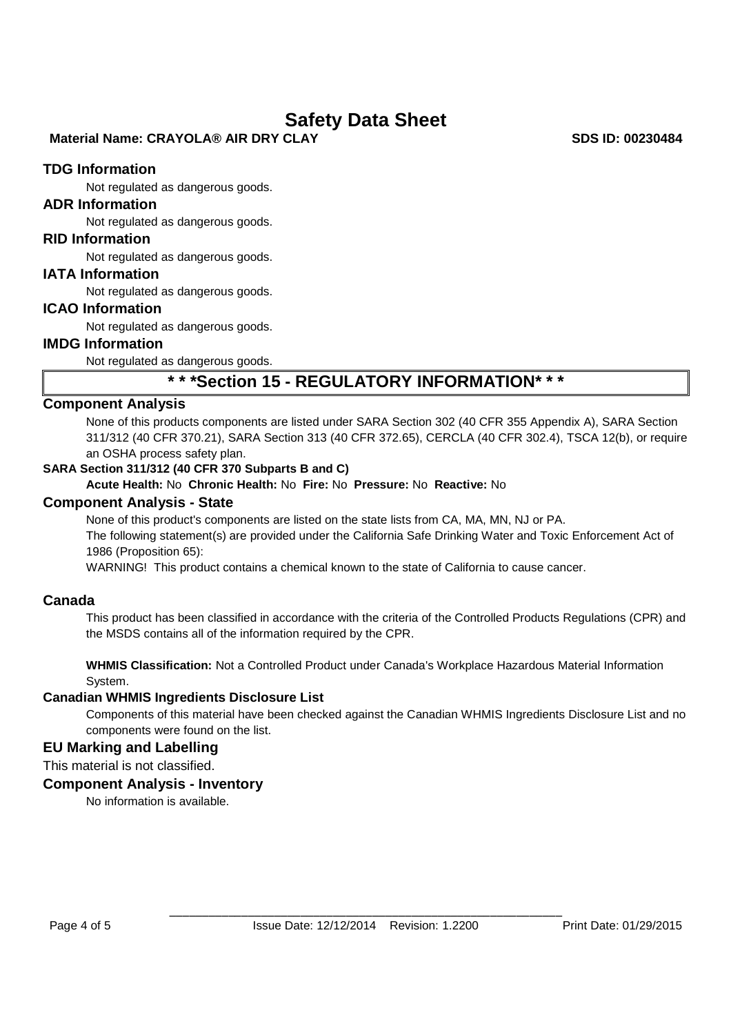### TDG Information

Not regulated as dangerous goods.

### ADR Information

Not regulated as dangerous goods.

### RID Information

Not regulated as dangerous goods.

### IATA Information

Not regulated as dangerous goods.

### ICAO Information

Not regulated as dangerous goods.

### IMDG Information

Not regulated as dangerous goods.

## * * *Section 15 - REGULATORY INFORMATION* * *

### Component Analysis

None of this products components are listed under SARA Section 302 (40 CFR 355 Appendix A), SARA Section 311/312 (40 CFR 370.21), SARA Section 313 (40 CFR 372.65), CERCLA (40 CFR 302.4), TSCA 12(b), or require an OSHA process safety plan.

**SARA Section 311/312 (40 CFR 370 Subparts B and C)**

**Acute Health:** No **Chronic Health:** No **Fire:** No **Pressure:** No **Reactive:** No

### Component Analysis - State

None of this product's components are listed on the state lists from CA, MA, MN, NJ or PA.

The following statement(s) are provided under the California Safe Drinking Water and Toxic Enforcement Act of 1986 (Proposition 65):

WARNING! This product contains a chemical known to the state of California to cause cancer.

### Canada

This product has been classified in accordance with the criteria of the Controlled Products Regulations (CPR) and the MSDS contains all of the information required by the CPR.

**WHMIS Classification:** Not a Controlled Product under Canada's Workplace Hazardous Material Information System.

### Canadian WHMIS Ingredients Disclosure List

Components of this material have been checked against the Canadian WHMIS Ingredients Disclosure List and no components were found on the list.

### EU Marking and Labelling

This material is not classified.

### Component Analysis - Inventory

No information is available.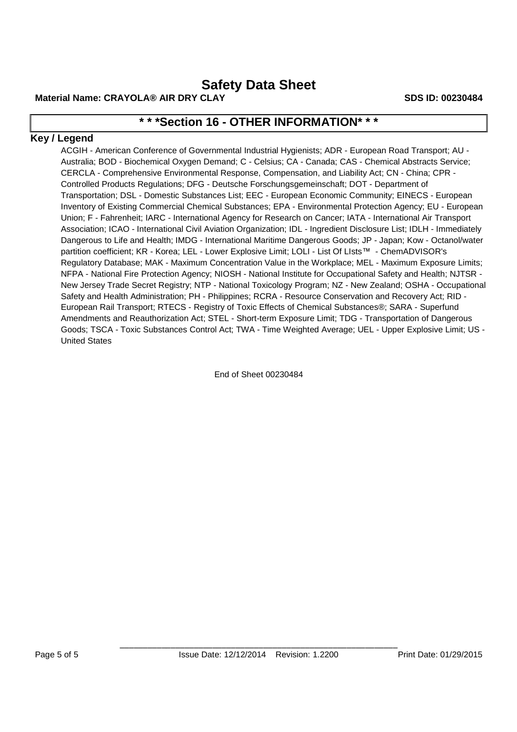## * * *Section 16 - OTHER INFORMATION* * *

### Key / Legend

ACGIH - American Conference of Governmental Industrial Hygienists; ADR - European Road Transport; AU - Australia; BOD - Biochemical Oxygen Demand; C - Celsius; CA - Canada; CAS - Chemical Abstracts Service; CERCLA - Comprehensive Environmental Response, Compensation, and Liability Act; CN - China; CPR - Controlled Products Regulations; DFG - Deutsche Forschungsgemeinschaft; DOT - Department of Transportation; DSL - Domestic Substances List; EEC - European Economic Community; EINECS - European Inventory of Existing Commercial Chemical Substances; EPA - Environmental Protection Agency; EU - European Union; F - Fahrenheit; IARC - International Agency for Research on Cancer; IATA - International Air Transport Association; ICAO - International Civil Aviation Organization; IDL - Ingredient Disclosure List; IDLH - Immediately Dangerous to Life and Health; IMDG - International Maritime Dangerous Goods; JP - Japan; Kow - Octanol/water partition coefficient; KR - Korea; LEL - Lower Explosive Limit; LOLI - List Of LIsts™ - ChemADVISOR's Regulatory Database; MAK - Maximum Concentration Value in the Workplace; MEL - Maximum Exposure Limits; NFPA - National Fire Protection Agency; NIOSH - National Institute for Occupational Safety and Health; NJTSR - New Jersey Trade Secret Registry; NTP - National Toxicology Program; NZ - New Zealand; OSHA - Occupational Safety and Health Administration; PH - Philippines; RCRA - Resource Conservation and Recovery Act; RID - European Rail Transport; RTECS - Registry of Toxic Effects of Chemical Substances®; SARA - Superfund Amendments and Reauthorization Act; STEL - Short-term Exposure Limit; TDG - Transportation of Dangerous Goods; TSCA - Toxic Substances Control Act; TWA - Time Weighted Average; UEL - Upper Explosive Limit; US - United States

End of Sheet 00230484